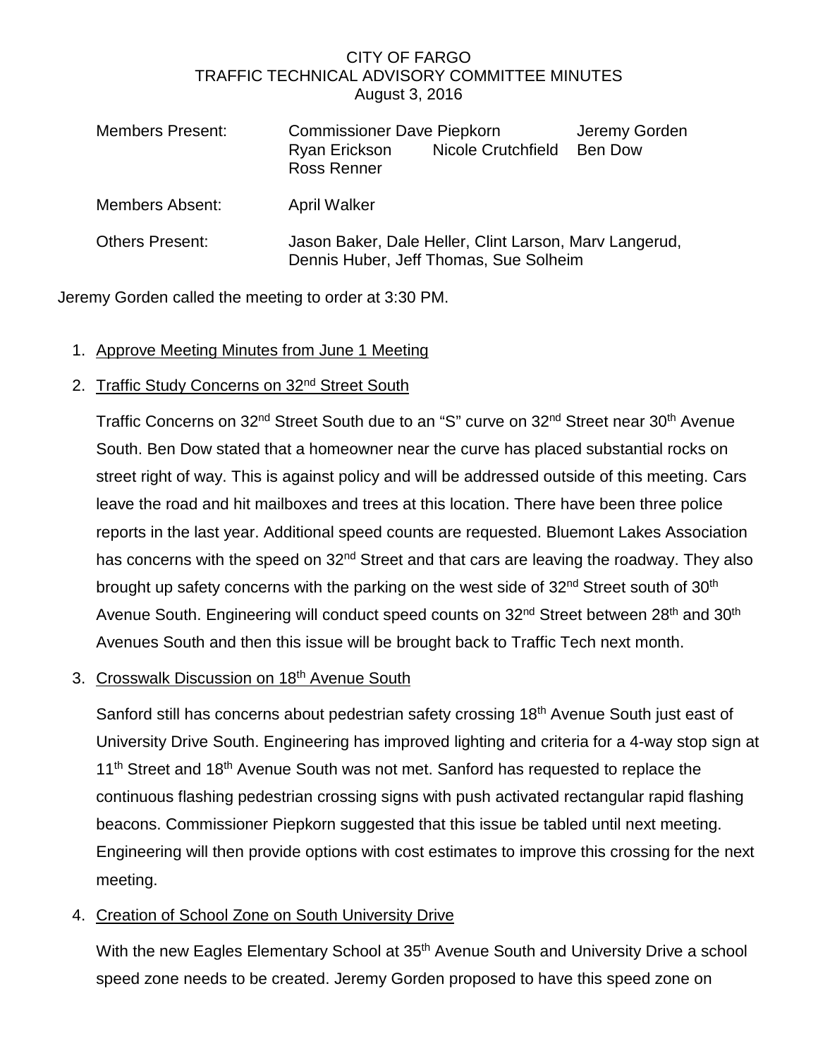# CITY OF FARGO
## TRAFFIC TECHNICAL ADVISORY COMMITTEE MINUTES
August 3, 2016

| | | | |
|---|---|---|---|
| Members Present: | Commissioner Dave Piepkorn | | Jeremy Gorden |
| | Ryan Erickson | Nicole Crutchfield | Ben Dow |
| | Ross Renner | | |
| Members Absent: | April Walker | | |
| Others Present: | Jason Baker, Dale Heller, Clint Larson, Marv Langerud, Dennis Huber, Jeff Thomas, Sue Solheim | | |

Jeremy Gorden called the meeting to order at 3:30 PM.

1. <u>Approve Meeting Minutes from June 1 Meeting</u>

2. <u>Traffic Study Concerns on 32nd Street South</u>

   Traffic Concerns on 32nd Street South due to an "S" curve on 32nd Street near 30th Avenue South. Ben Dow stated that a homeowner near the curve has placed substantial rocks on street right of way. This is against policy and will be addressed outside of this meeting. Cars leave the road and hit mailboxes and trees at this location. There have been three police reports in the last year. Additional speed counts are requested. Bluemont Lakes Association has concerns with the speed on 32nd Street and that cars are leaving the roadway. They also brought up safety concerns with the parking on the west side of 32nd Street south of 30th Avenue South. Engineering will conduct speed counts on 32nd Street between 28th and 30th Avenues South and then this issue will be brought back to Traffic Tech next month.

3. <u>Crosswalk Discussion on 18th Avenue South</u>

   Sanford still has concerns about pedestrian safety crossing 18th Avenue South just east of University Drive South. Engineering has improved lighting and criteria for a 4-way stop sign at 11th Street and 18th Avenue South was not met. Sanford has requested to replace the continuous flashing pedestrian crossing signs with push activated rectangular rapid flashing beacons. Commissioner Piepkorn suggested that this issue be tabled until next meeting. Engineering will then provide options with cost estimates to improve this crossing for the next meeting.

4. <u>Creation of School Zone on South University Drive</u>

   With the new Eagles Elementary School at 35th Avenue South and University Drive a school speed zone needs to be created. Jeremy Gorden proposed to have this speed zone on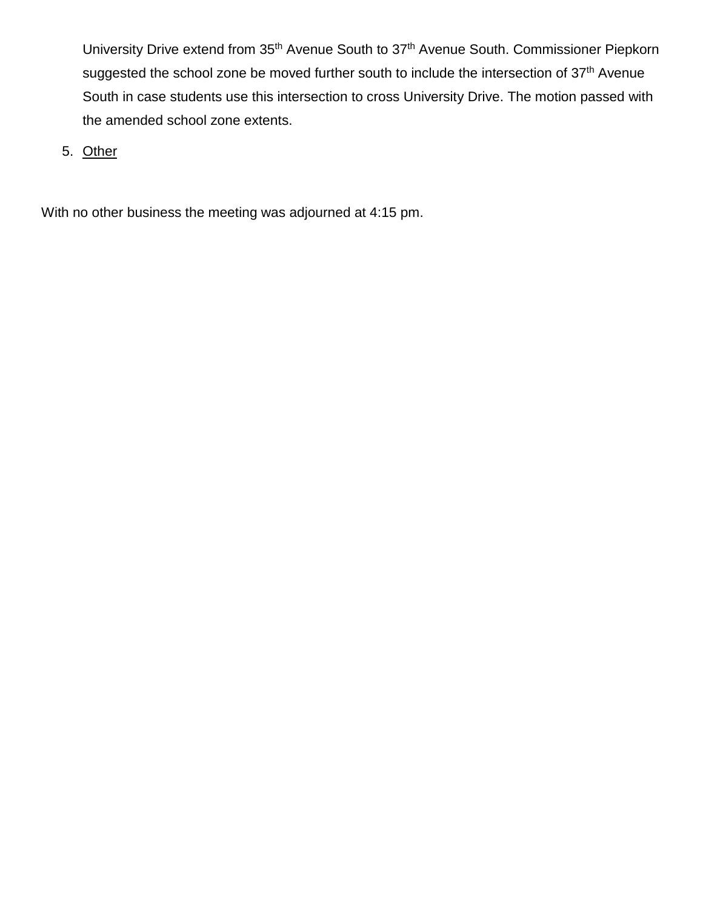University Drive extend from 35th Avenue South to 37th Avenue South. Commissioner Piepkorn suggested the school zone be moved further south to include the intersection of 37th Avenue South in case students use this intersection to cross University Drive. The motion passed with the amended school zone extents.

5. Other

With no other business the meeting was adjourned at 4:15 pm.